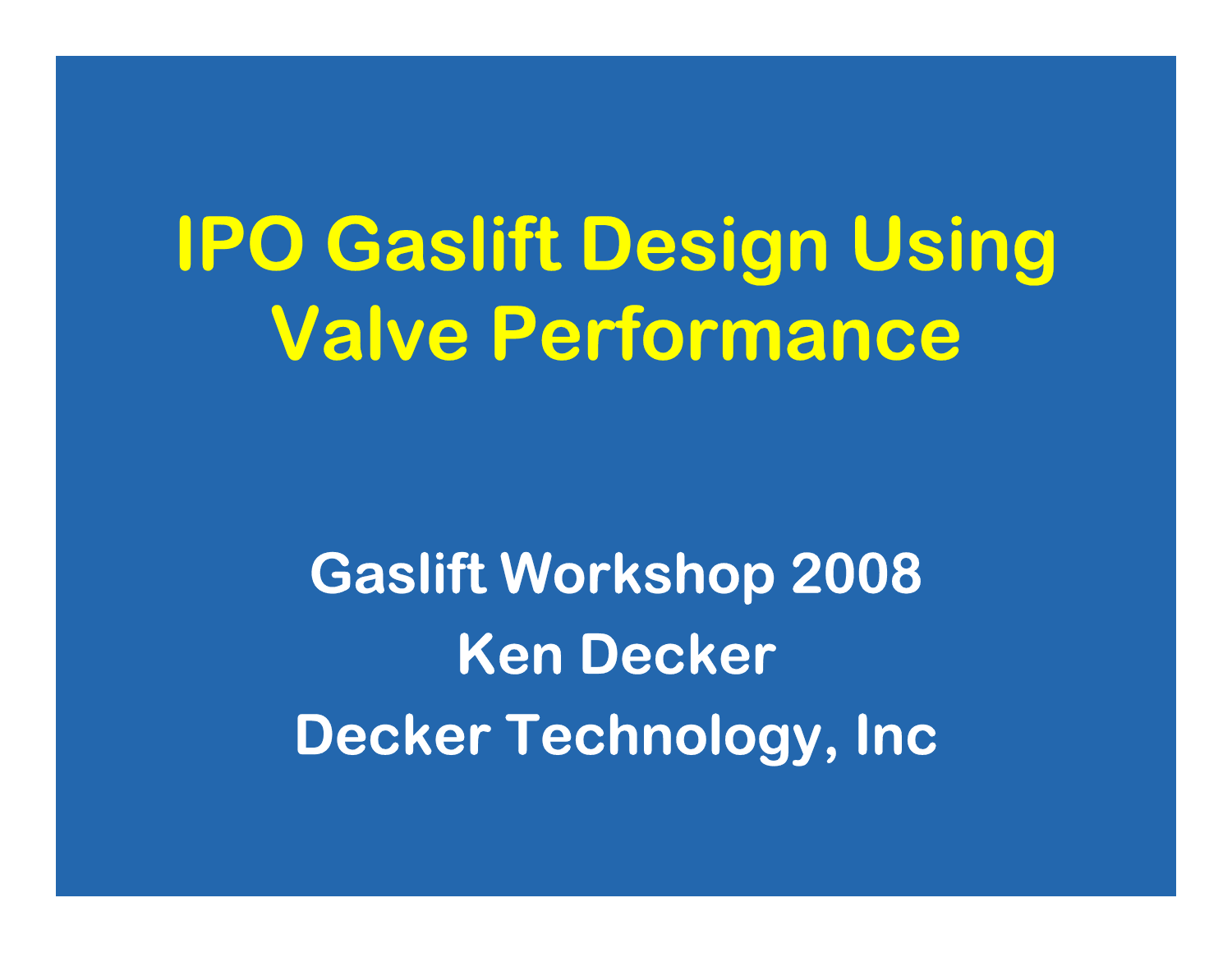# IPO Gaslift Design Using Valve Performance

**Gaslift Workshop 2008**

**Ken Decker**

**Decker Technology, Inc**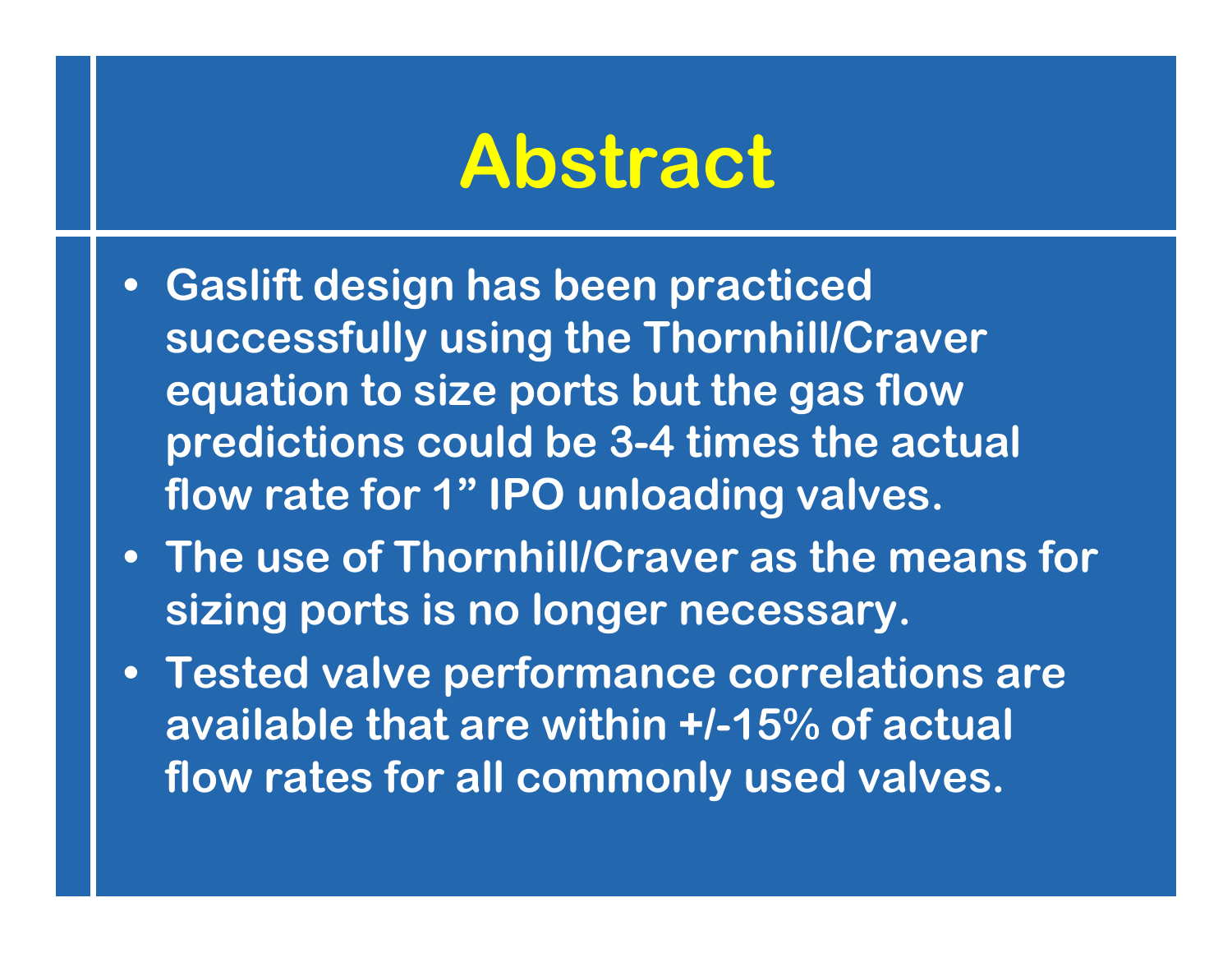# Abstract

- Gaslift design has been practiced successfully using the Thornhill/Craver equation to size ports but the gas flow predictions could be 3-4 times the actual flow rate for 1” IPO unloading valves.
- The use of Thornhill/Craver as the means for sizing ports is no longer necessary.
- Tested valve performance correlations are available that are within +/-15% of actual flow rates for all commonly used valves.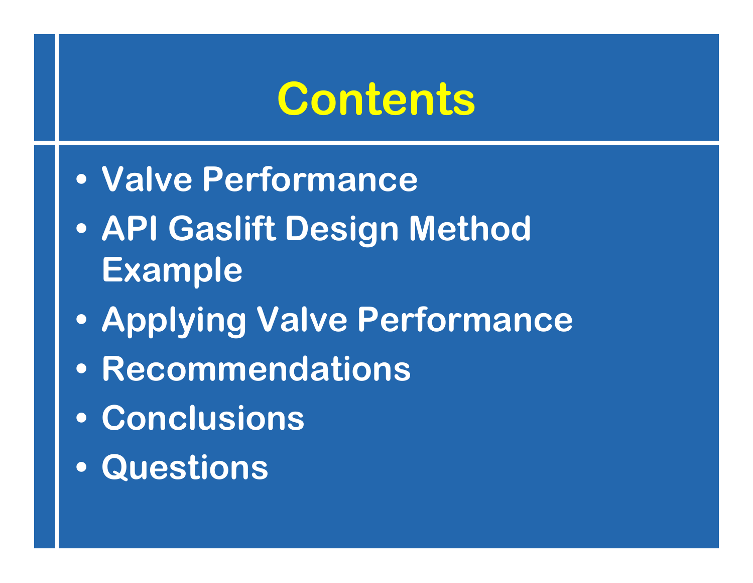# Contents

- Valve Performance
- API Gaslift Design Method Example
- Applying Valve Performance
- Recommendations
- Conclusions
- Questions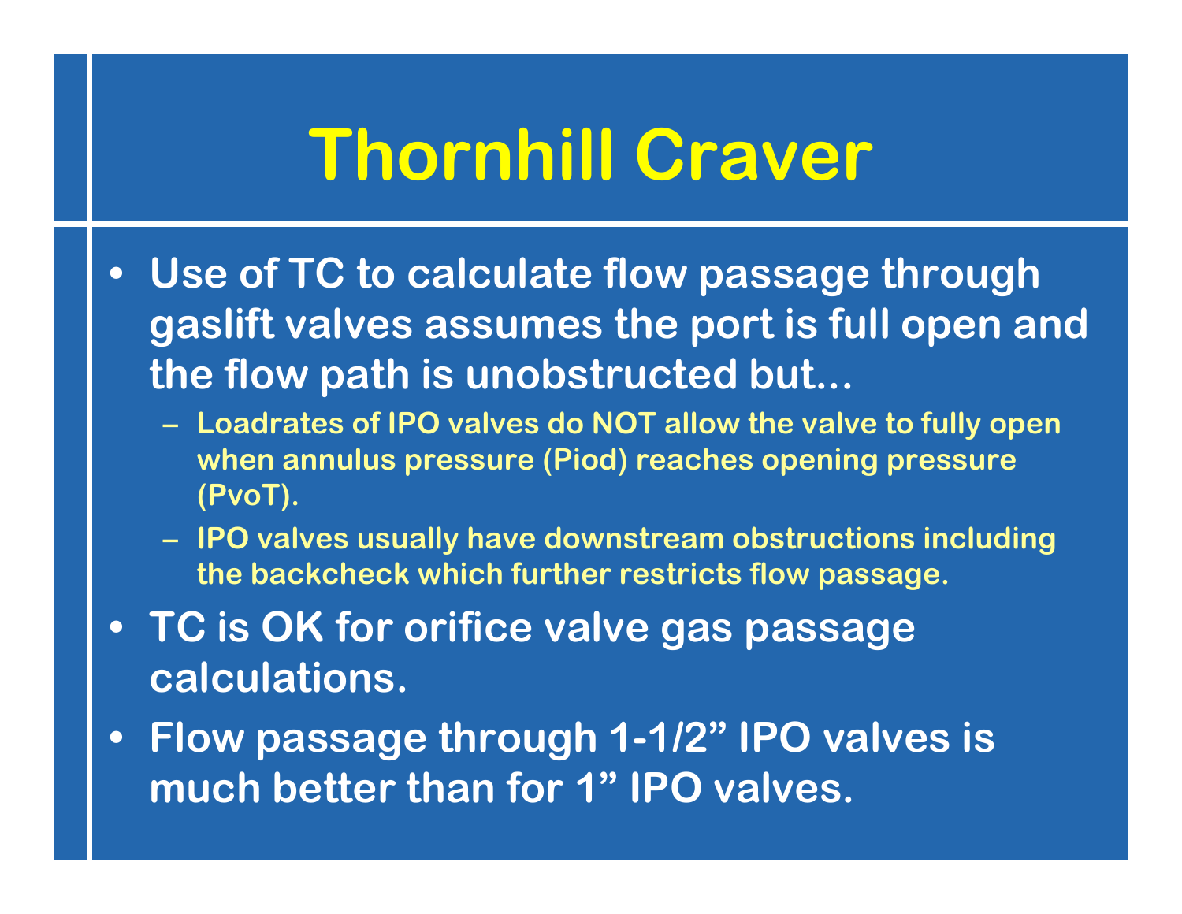# Thornhill Craver

- Use of TC to calculate flow passage through gaslift valves assumes the port is full open and the flow path is unobstructed but…
  - Loadrates of IPO valves do NOT allow the valve to fully open when annulus pressure (Piod) reaches opening pressure (PvoT).
  - IPO valves usually have downstream obstructions including the backcheck which further restricts flow passage.
- TC is OK for orifice valve gas passage calculations.
- Flow passage through 1-1/2" IPO valves is much better than for 1" IPO valves.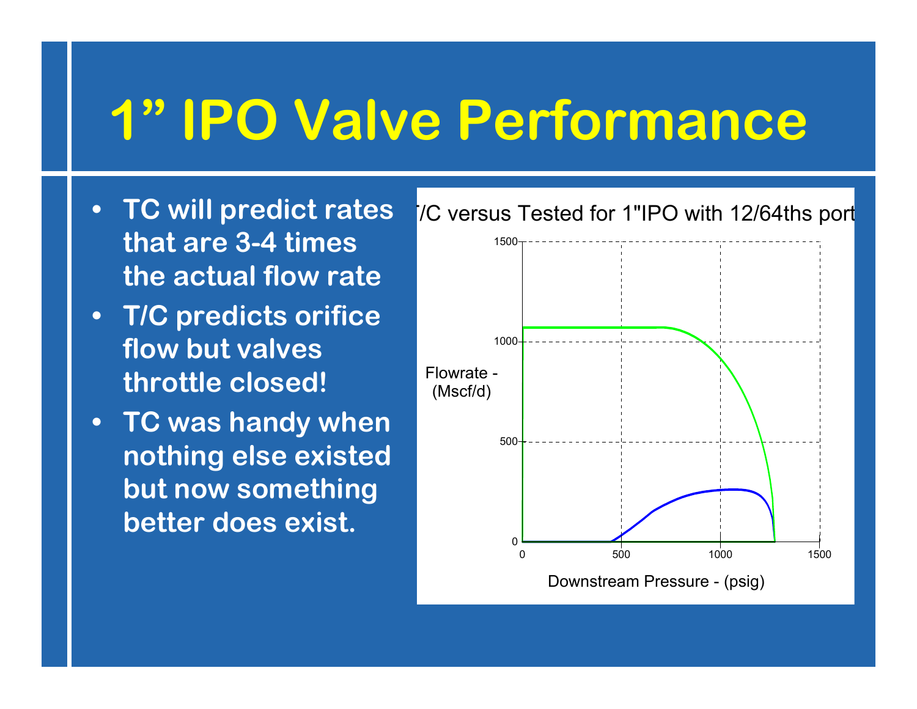# 1" IPO Valve Performance

- TC will predict rates that are 3-4 times the actual flow rate
- T/C predicts orifice flow but valves throttle closed!
- TC was handy when nothing else existed but now something better does exist.

T/C versus Tested for 1"IPO with 12/64ths port

Flowrate - (Mscf/d)

Downstream Pressure - (psig)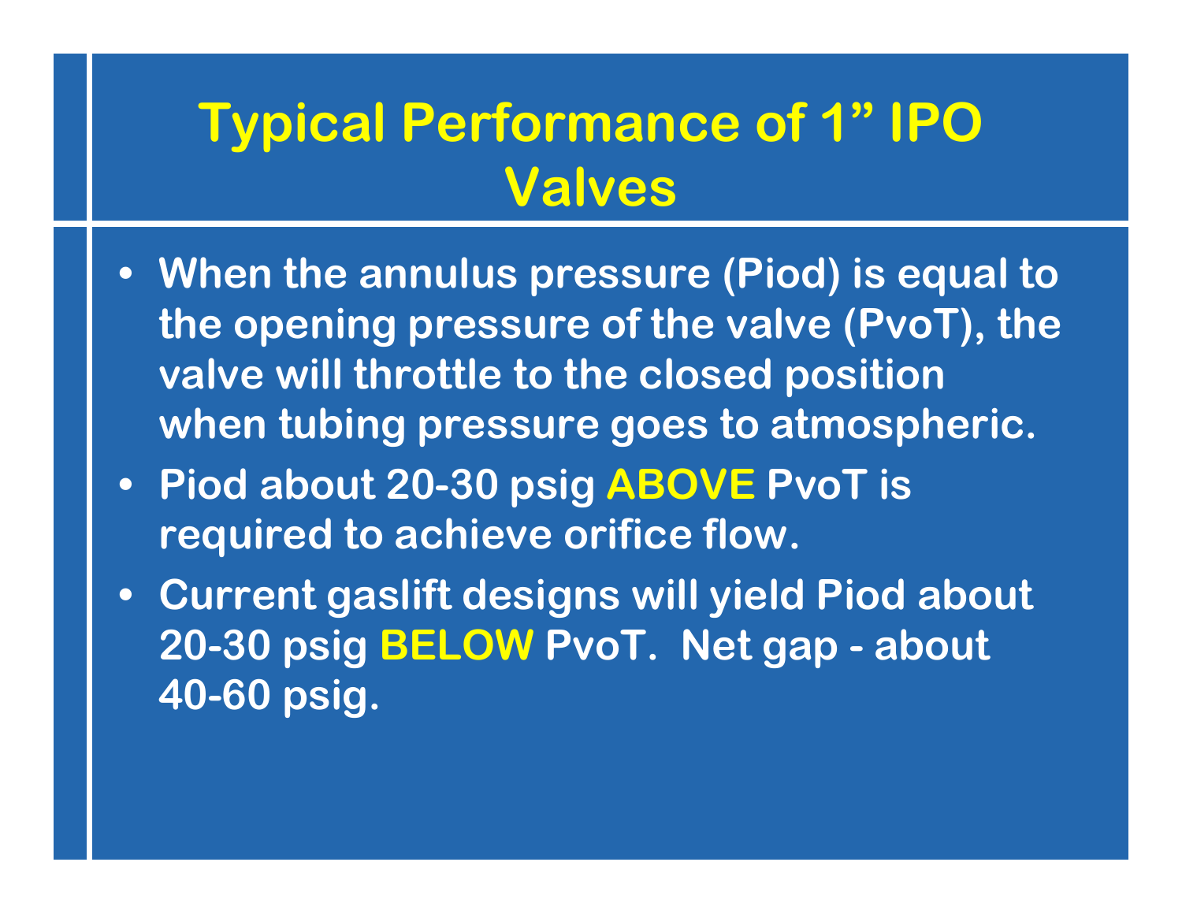# Typical Performance of 1” IPO Valves

- When the annulus pressure (Piod) is equal to the opening pressure of the valve (PvoT), the valve will throttle to the closed position when tubing pressure goes to atmospheric.
- Piod about 20-30 psig **ABOVE** PvoT is required to achieve orifice flow.
- Current gaslift designs will yield Piod about 20-30 psig **BELOW** PvoT. Net gap - about 40-60 psig.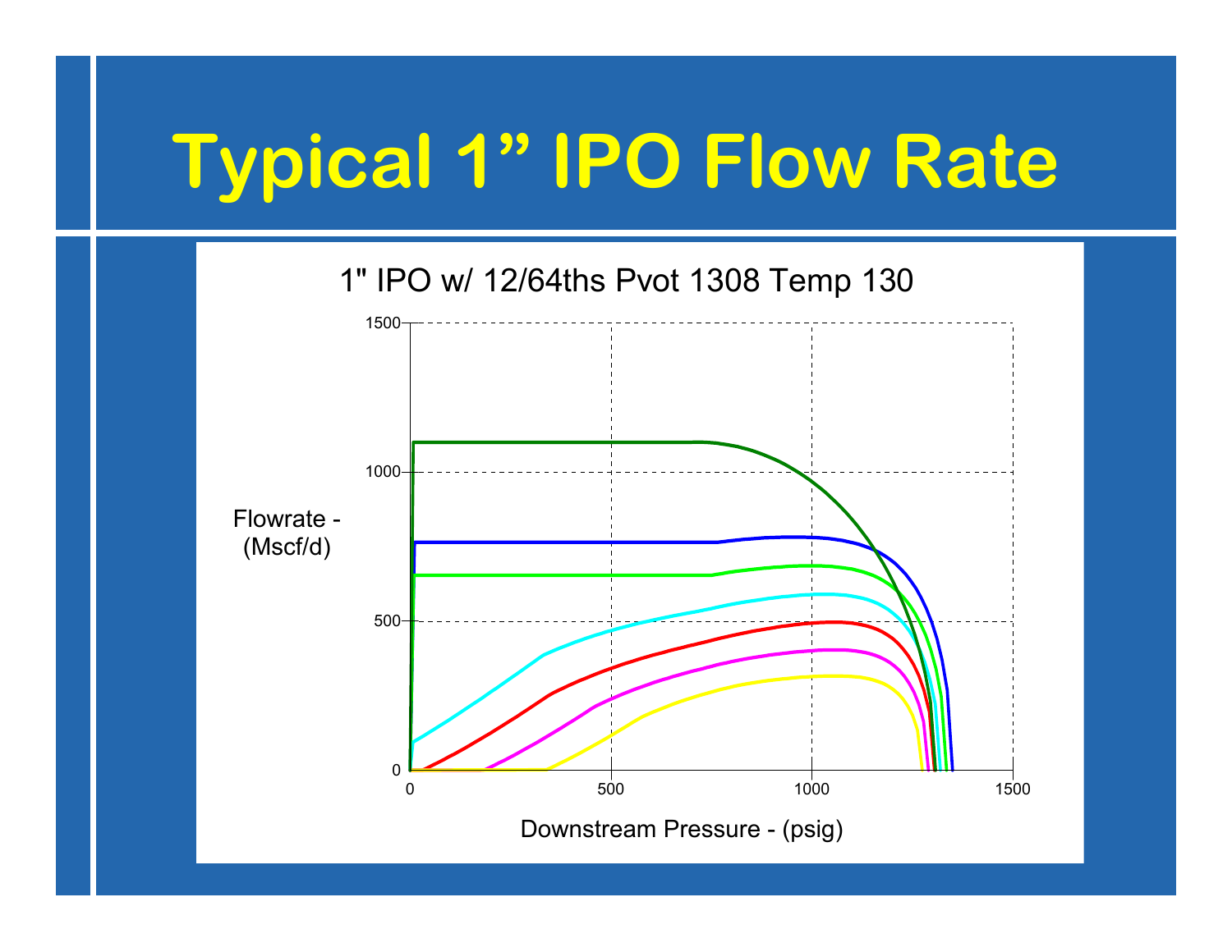# Typical 1” IPO Flow Rate

1" IPO w/ 12/64ths Pvot 1308 Temp 130

Flowrate - (Mscf/d)

Downstream Pressure - (psig)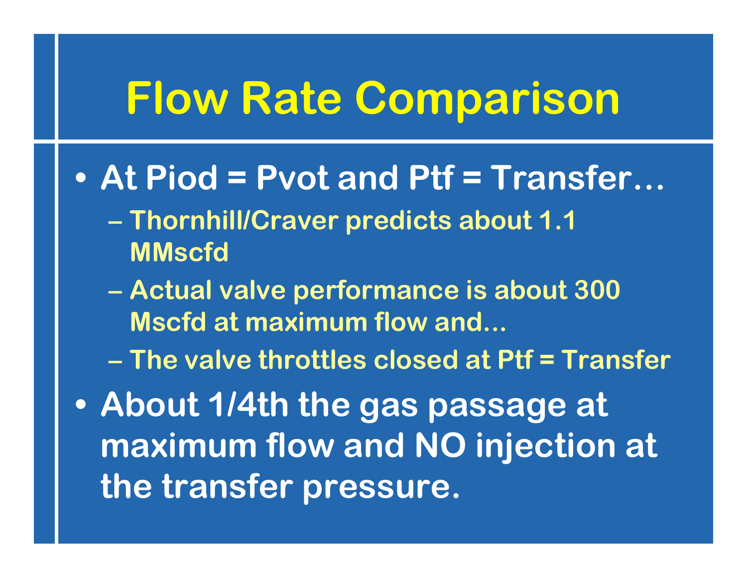# Flow Rate Comparison

- At Piod = Pvot and Ptf = Transfer…
  - Thornhill/Craver predicts about 1.1 MMscfd
  - Actual valve performance is about 300 Mscfd at maximum flow and…
  - The valve throttles closed at Ptf = Transfer
- About 1/4th the gas passage at maximum flow and NO injection at the transfer pressure.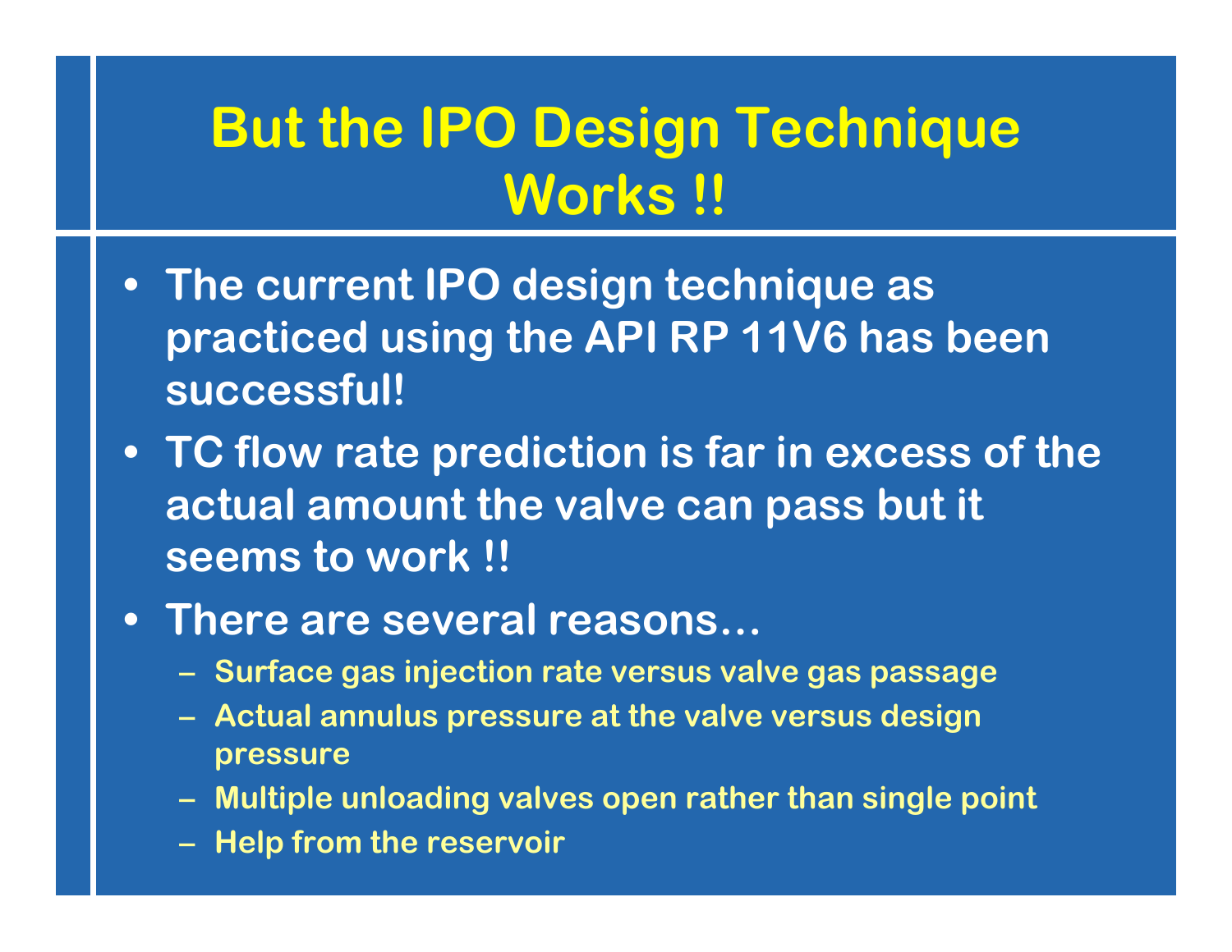# But the IPO Design Technique Works !!

- The current IPO design technique as practiced using the API RP 11V6 has been successful!
- TC flow rate prediction is far in excess of the actual amount the valve can pass but it seems to work !!
- There are several reasons…
  - Surface gas injection rate versus valve gas passage
  - Actual annulus pressure at the valve versus design pressure
  - Multiple unloading valves open rather than single point
  - Help from the reservoir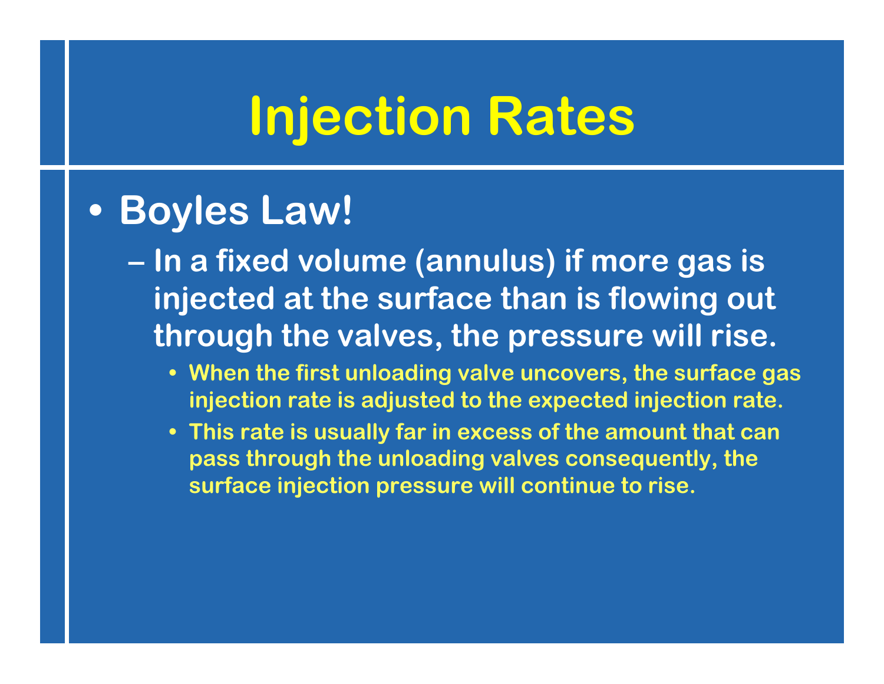# Injection Rates

- **Boyles Law!**
  - In a fixed volume (annulus) if more gas is injected at the surface than is flowing out through the valves, the pressure will rise.
    - When the first unloading valve uncovers, the surface gas injection rate is adjusted to the expected injection rate.
    - This rate is usually far in excess of the amount that can pass through the unloading valves consequently, the surface injection pressure will continue to rise.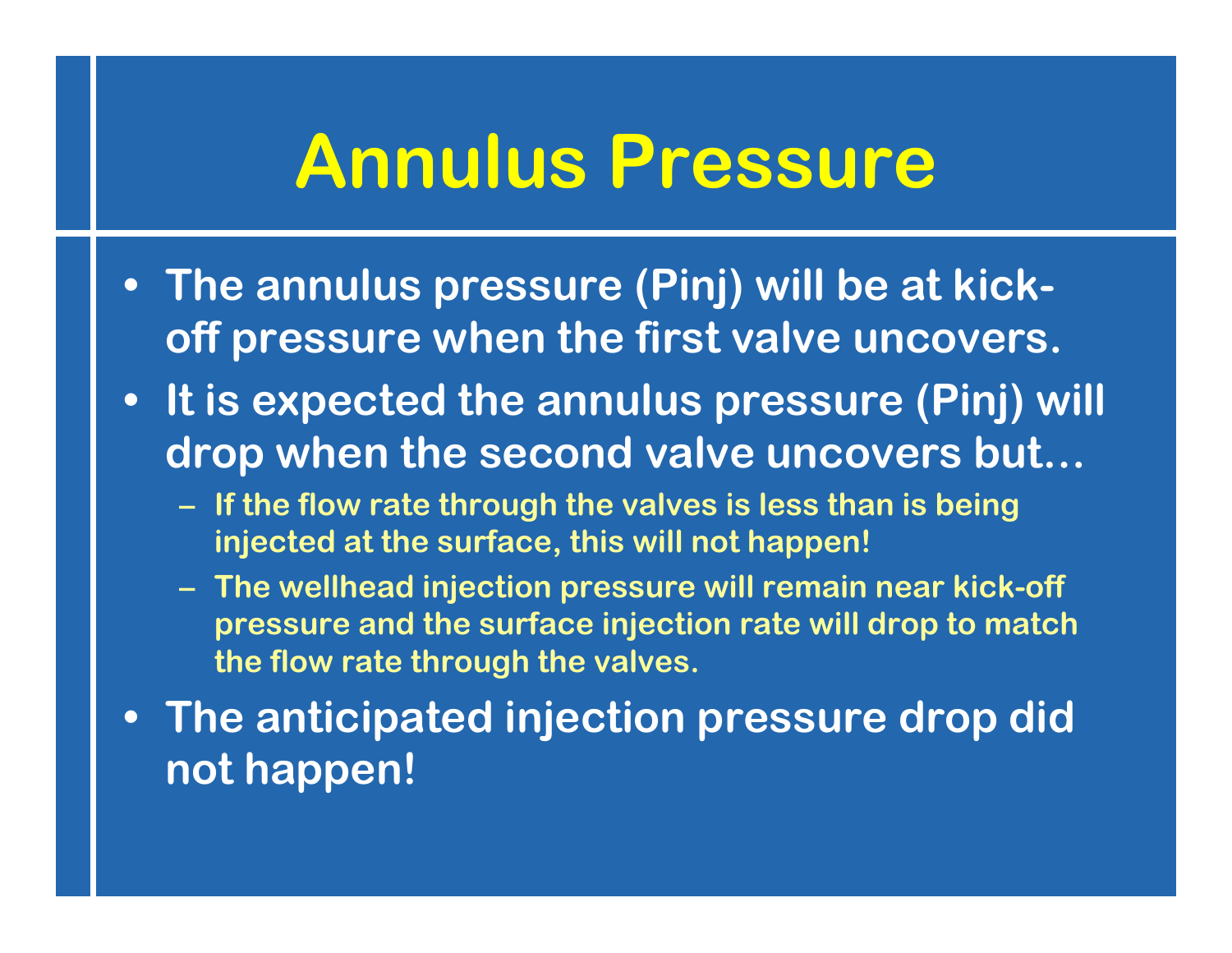# Annulus Pressure

- The annulus pressure (Pinj) will be at kick-off pressure when the first valve uncovers.
- It is expected the annulus pressure (Pinj) will drop when the second valve uncovers but…
  - If the flow rate through the valves is less than is being injected at the surface, this will not happen!
  - The wellhead injection pressure will remain near kick-off pressure and the surface injection rate will drop to match the flow rate through the valves.
- The anticipated injection pressure drop did not happen!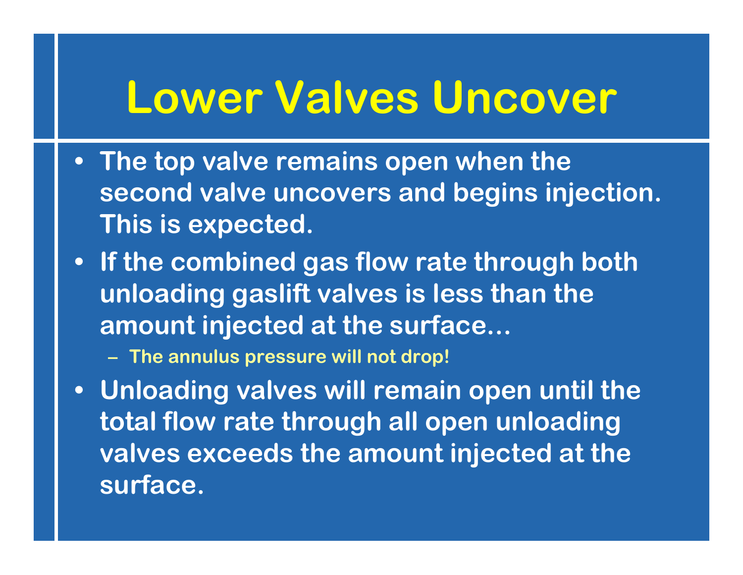# Lower Valves Uncover

- The top valve remains open when the second valve uncovers and begins injection. This is expected.
- If the combined gas flow rate through both unloading gaslift valves is less than the amount injected at the surface…
  - The annulus pressure will not drop!
- Unloading valves will remain open until the total flow rate through all open unloading valves exceeds the amount injected at the surface.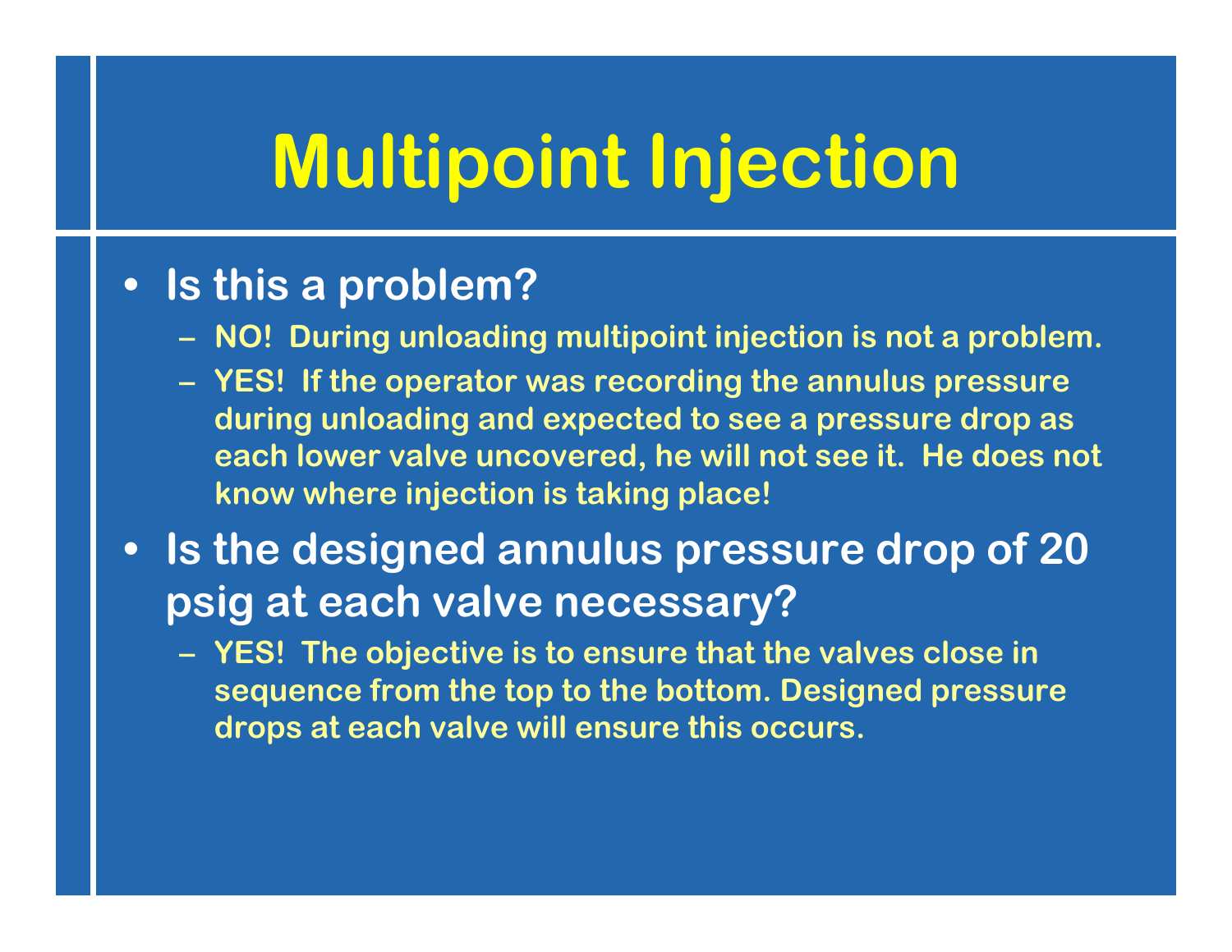# Multipoint Injection

- **Is this a problem?**
  - **NO! During unloading multipoint injection is not a problem.**
  - **YES! If the operator was recording the annulus pressure during unloading and expected to see a pressure drop as each lower valve uncovered, he will not see it. He does not know where injection is taking place!**
- **Is the designed annulus pressure drop of 20 psig at each valve necessary?**
  - **YES! The objective is to ensure that the valves close in sequence from the top to the bottom. Designed pressure drops at each valve will ensure this occurs.**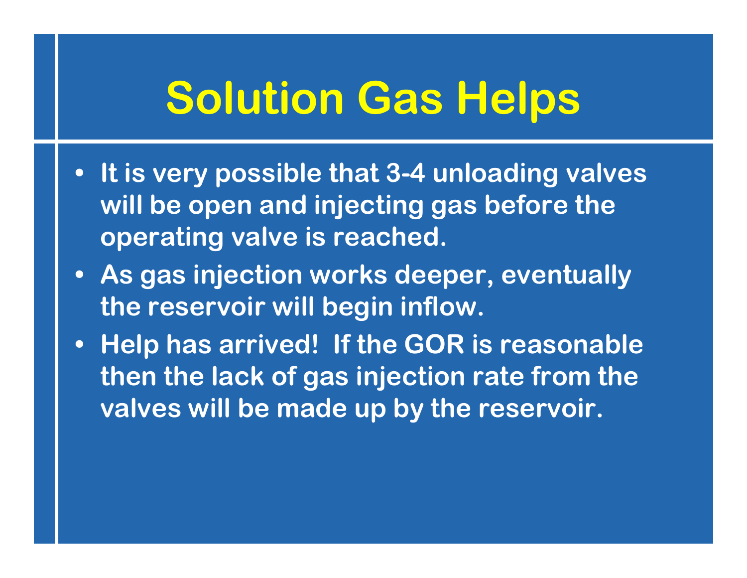# Solution Gas Helps

- It is very possible that 3-4 unloading valves will be open and injecting gas before the operating valve is reached.
- As gas injection works deeper, eventually the reservoir will begin inflow.
- Help has arrived!  If the GOR is reasonable then the lack of gas injection rate from the valves will be made up by the reservoir.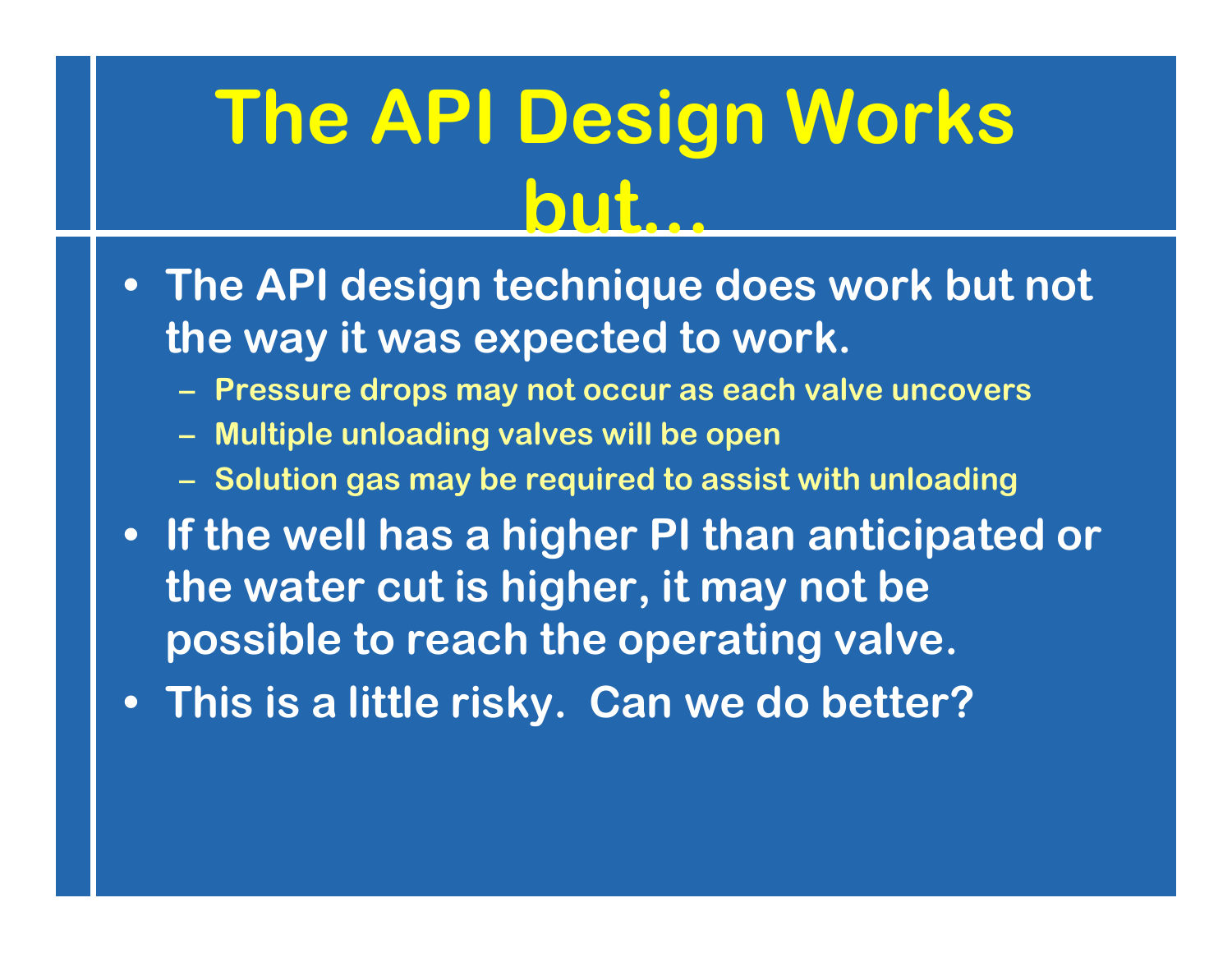# The API Design Works but…

- The API design technique does work but not the way it was expected to work.
  - Pressure drops may not occur as each valve uncovers
  - Multiple unloading valves will be open
  - Solution gas may be required to assist with unloading
- If the well has a higher PI than anticipated or the water cut is higher, it may not be possible to reach the operating valve.
- This is a little risky.  Can we do better?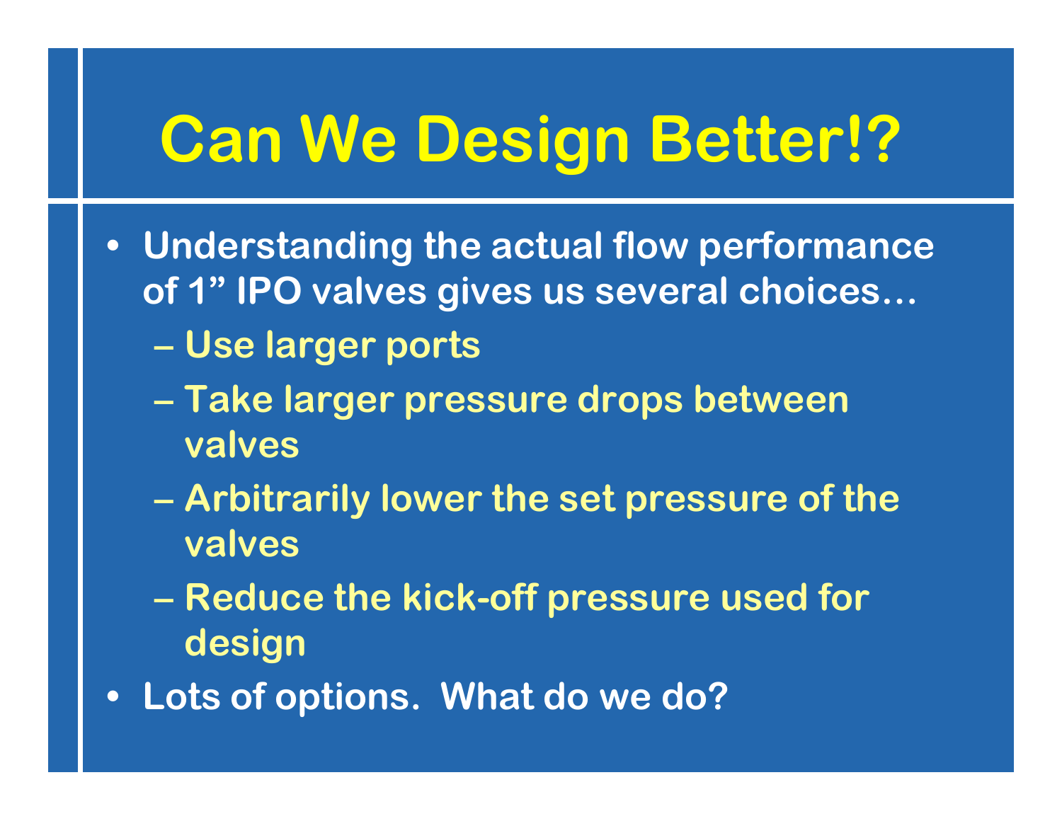# Can We Design Better!?

- Understanding the actual flow performance of 1” IPO valves gives us several choices…
  - Use larger ports
  - Take larger pressure drops between valves
  - Arbitrarily lower the set pressure of the valves
  - Reduce the kick-off pressure used for design
- Lots of options. What do we do?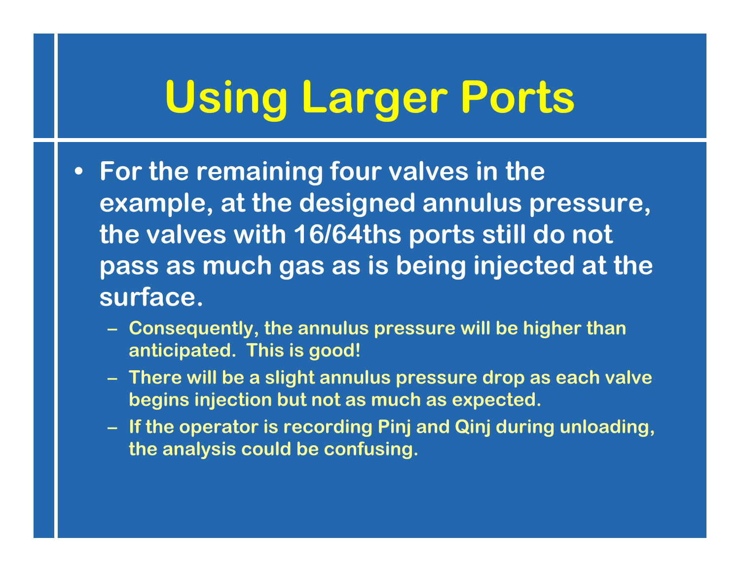# Using Larger Ports

- For the remaining four valves in the example, at the designed annulus pressure, the valves with 16/64ths ports still do not pass as much gas as is being injected at the surface.
  - Consequently, the annulus pressure will be higher than anticipated. This is good!
  - There will be a slight annulus pressure drop as each valve begins injection but not as much as expected.
  - If the operator is recording Pinj and Qinj during unloading, the analysis could be confusing.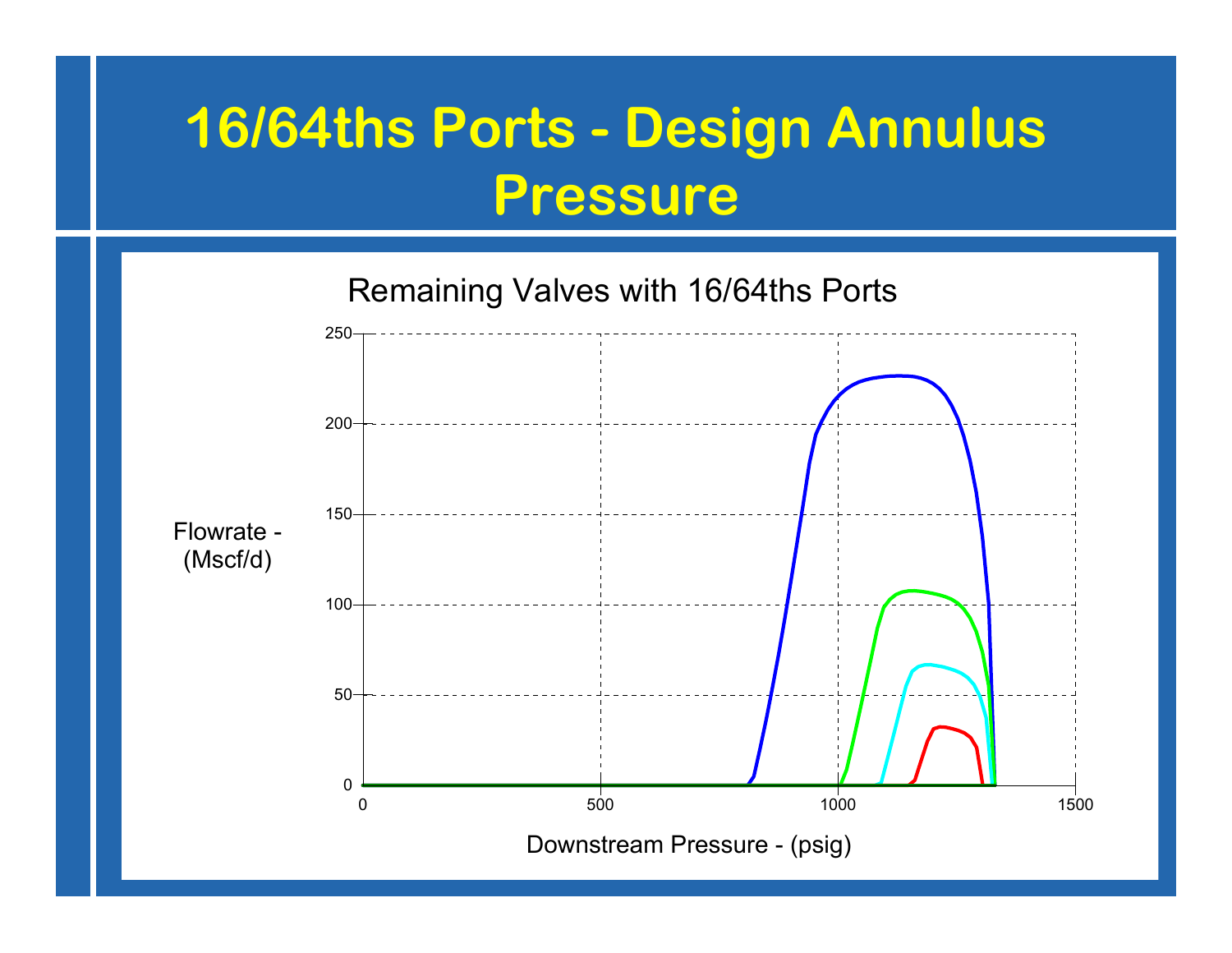# 16/64ths Ports - Design Annulus Pressure

Remaining Valves with 16/64ths Ports

Flowrate - (Mscf/d)

Downstream Pressure - (psig)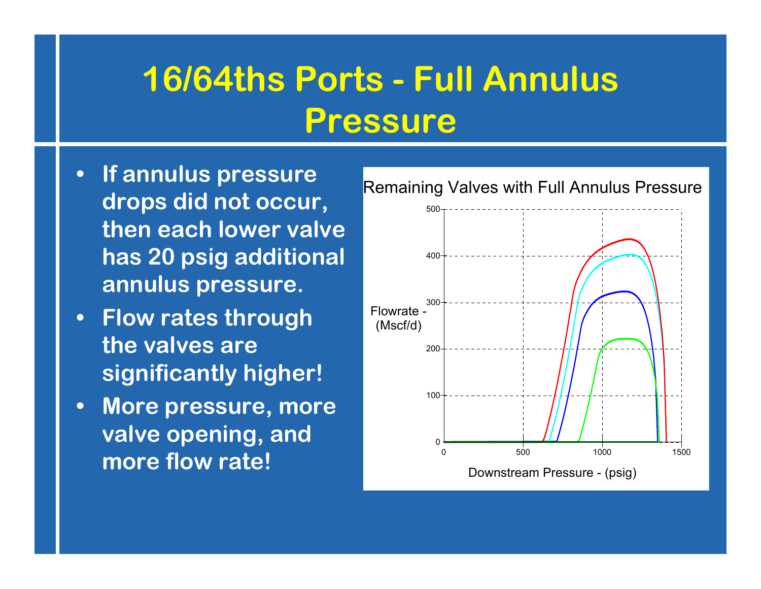# 16/64ths Ports - Full Annulus Pressure

- **If annulus pressure drops did not occur, then each lower valve has 20 psig additional annulus pressure.**
- **Flow rates through the valves are significantly higher!**
- **More pressure, more valve opening, and more flow rate!**

Remaining Valves with Full Annulus Pressure

Flowrate - (Mscf/d)

Downstream Pressure - (psig)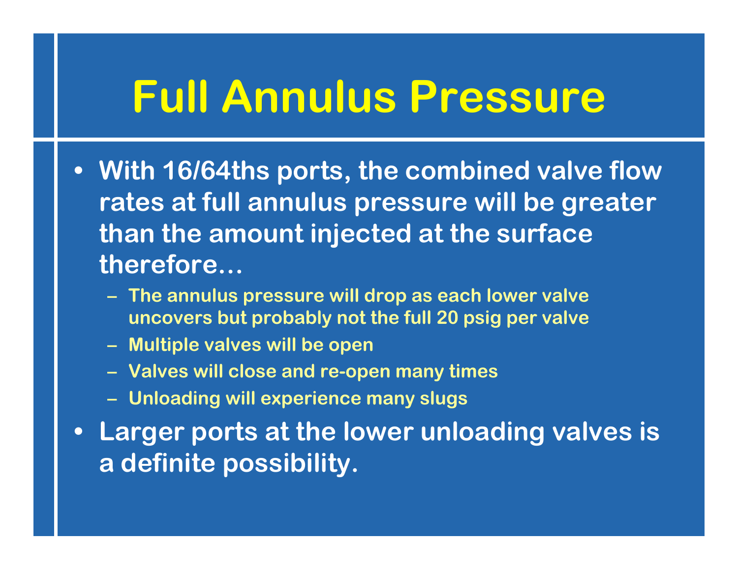# Full Annulus Pressure

- With 16/64ths ports, the combined valve flow rates at full annulus pressure will be greater than the amount injected at the surface therefore…
  - The annulus pressure will drop as each lower valve uncovers but probably not the full 20 psig per valve
  - Multiple valves will be open
  - Valves will close and re-open many times
  - Unloading will experience many slugs
- Larger ports at the lower unloading valves is a definite possibility.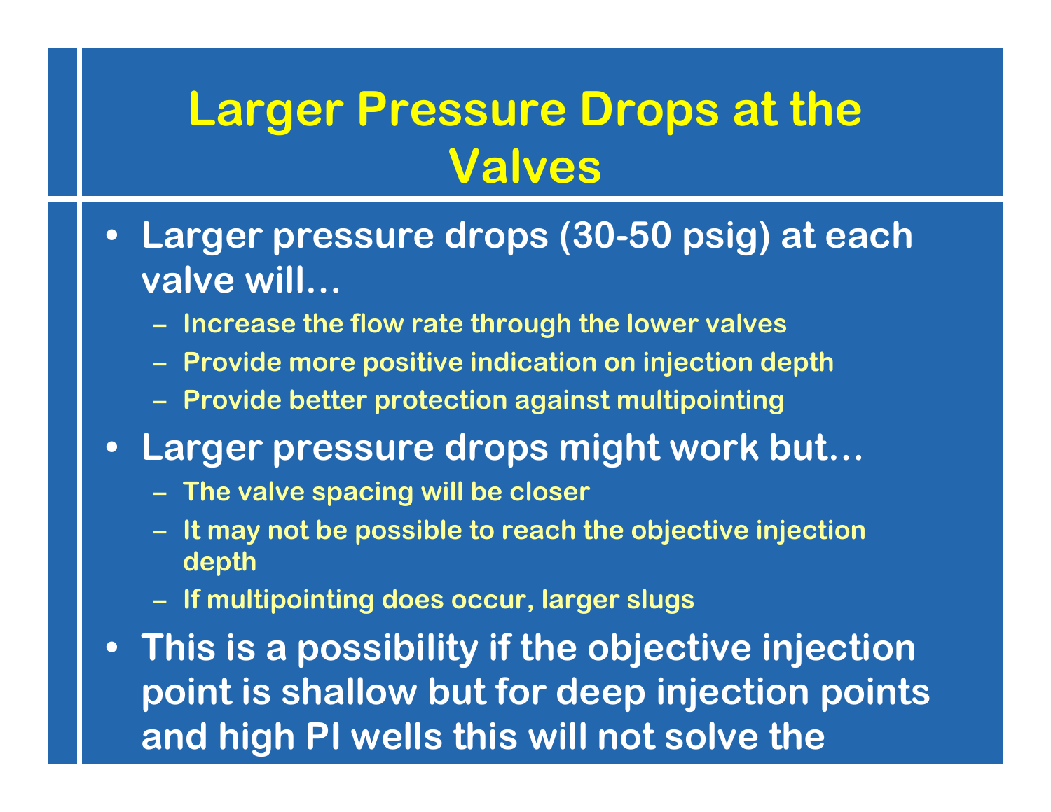# Larger Pressure Drops at the Valves

- **Larger pressure drops (30-50 psig) at each valve will…**
  - Increase the flow rate through the lower valves
  - Provide more positive indication on injection depth
  - Provide better protection against multipointing
- **Larger pressure drops might work but…**
  - The valve spacing will be closer
  - It may not be possible to reach the objective injection depth
  - If multipointing does occur, larger slugs
- **This is a possibility if the objective injection point is shallow but for deep injection points and high PI wells this will not solve the**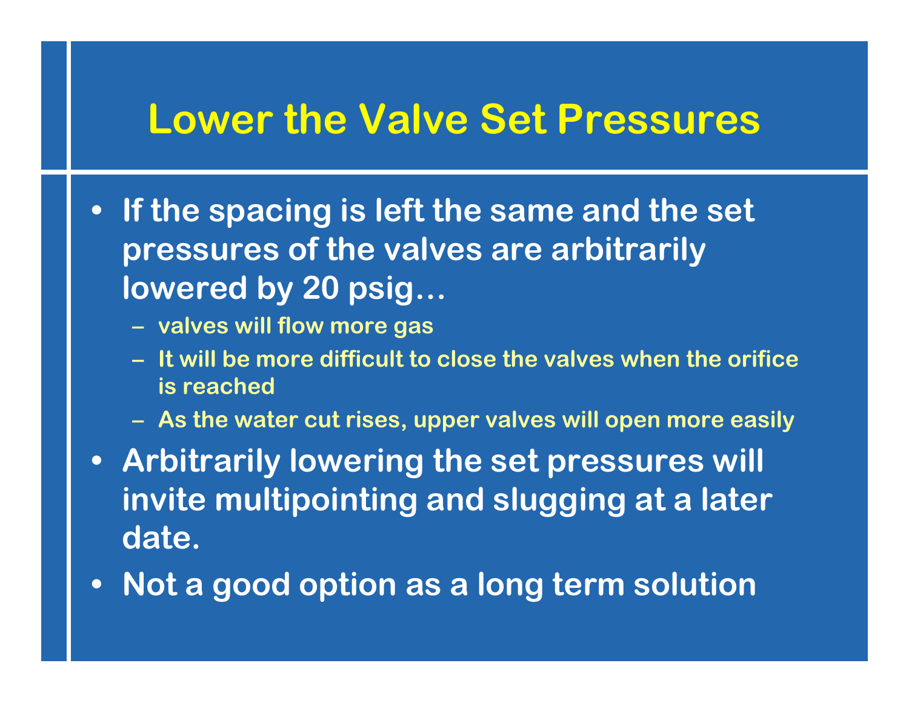# Lower the Valve Set Pressures

- If the spacing is left the same and the set pressures of the valves are arbitrarily lowered by 20 psig…
  - valves will flow more gas
  - It will be more difficult to close the valves when the orifice is reached
  - As the water cut rises, upper valves will open more easily
- Arbitrarily lowering the set pressures will invite multipointing and slugging at a later date.
- Not a good option as a long term solution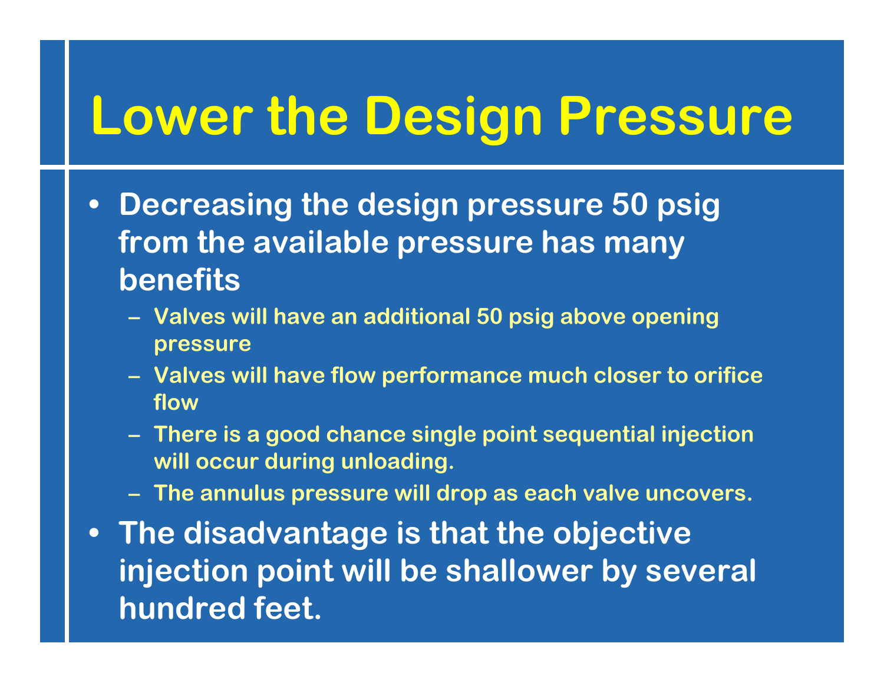# Lower the Design Pressure

- Decreasing the design pressure 50 psig from the available pressure has many benefits
  - Valves will have an additional 50 psig above opening pressure
  - Valves will have flow performance much closer to orifice flow
  - There is a good chance single point sequential injection will occur during unloading.
  - The annulus pressure will drop as each valve uncovers.
- The disadvantage is that the objective injection point will be shallower by several hundred feet.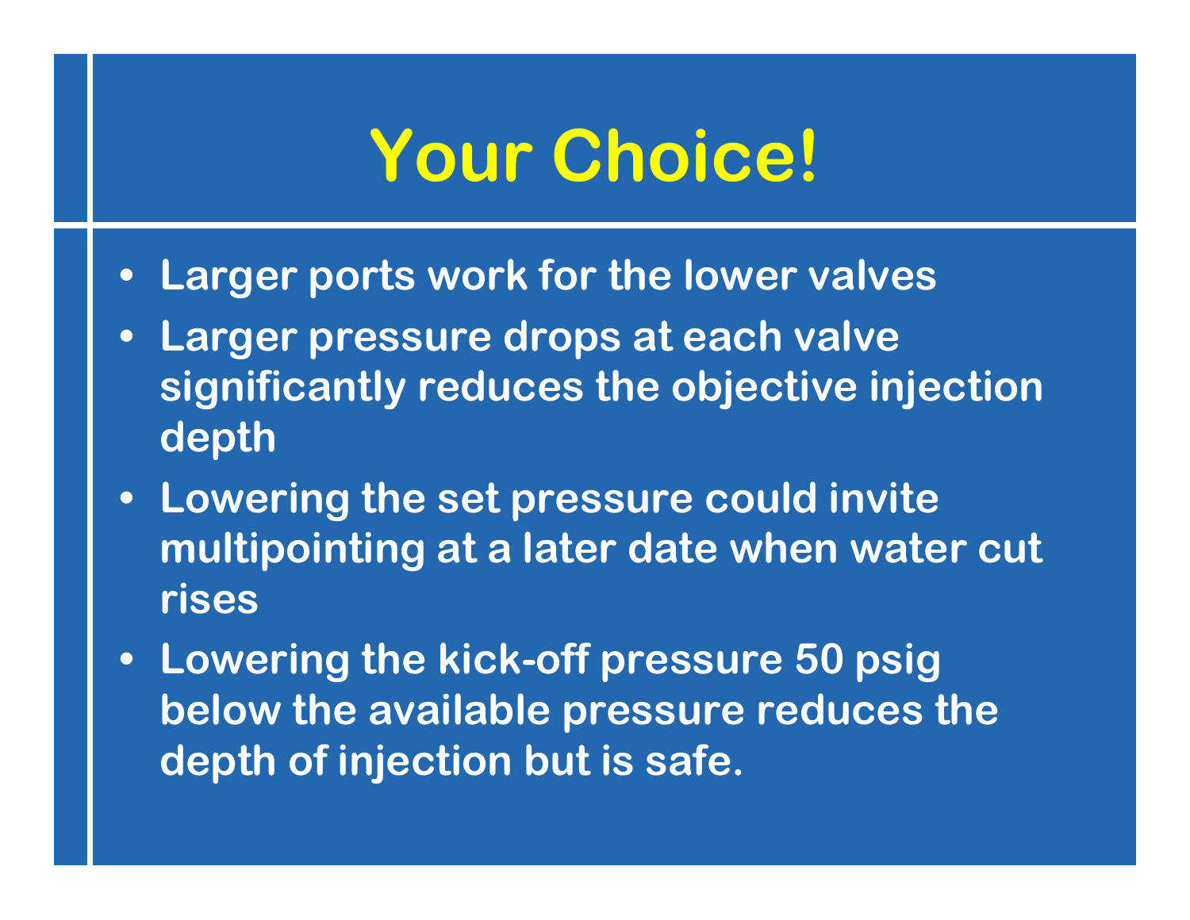# Your Choice!

- Larger ports work for the lower valves
- Larger pressure drops at each valve significantly reduces the objective injection depth
- Lowering the set pressure could invite multipointing at a later date when water cut rises
- Lowering the kick-off pressure 50 psig below the available pressure reduces the depth of injection but is safe.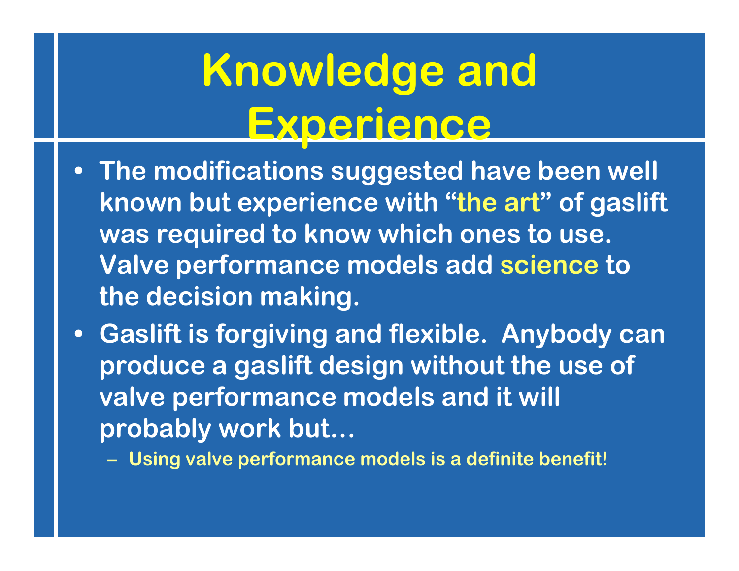# Knowledge and Experience

- The modifications suggested have been well known but experience with "the art" of gaslift was required to know which ones to use. Valve performance models add science to the decision making.
- Gaslift is forgiving and flexible. Anybody can produce a gaslift design without the use of valve performance models and it will probably work but…
  - Using valve performance models is a definite benefit!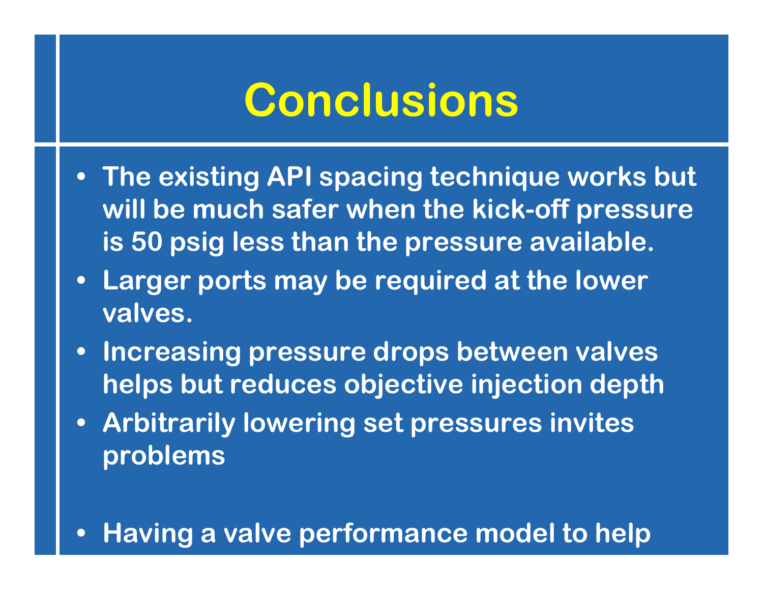# Conclusions

- The existing API spacing technique works but will be much safer when the kick-off pressure is 50 psig less than the pressure available.
- Larger ports may be required at the lower valves.
- Increasing pressure drops between valves helps but reduces objective injection depth
- Arbitrarily lowering set pressures invites problems

- Having a valve performance model to help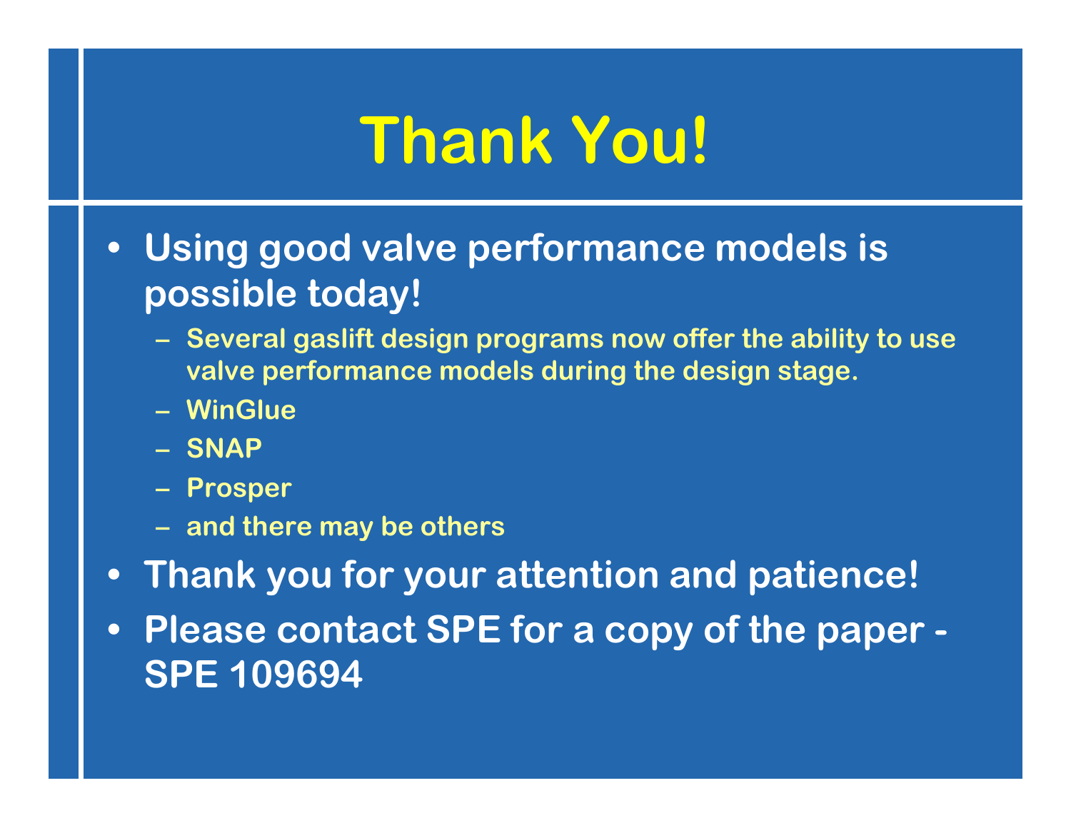# Thank You!

- Using good valve performance models is possible today!
  - Several gaslift design programs now offer the ability to use valve performance models during the design stage.
  - WinGlue
  - SNAP
  - Prosper
  - and there may be others
- Thank you for your attention and patience!
- Please contact SPE for a copy of the paper - SPE 109694